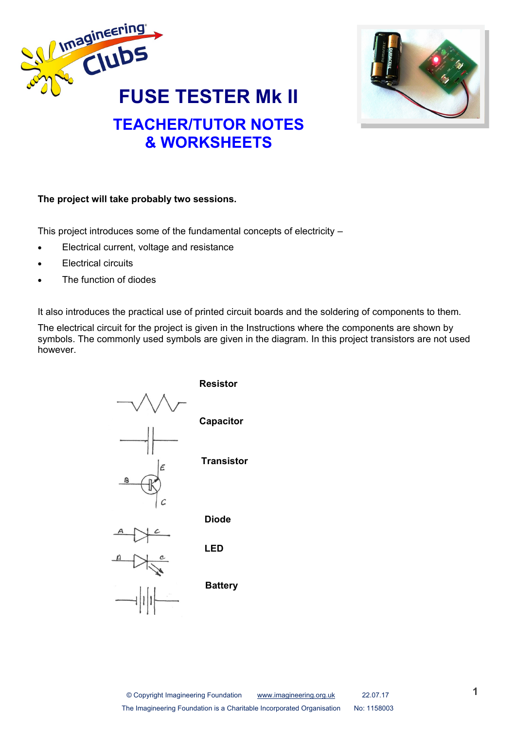# FUSE TESTER Mk II

## TEACHER/TUTOR NOTES & WORKSHEETS

**The project will take probably two sessions.**

This project introduces some of the fundamental concepts of electricity –

- Electrical current, voltage and resistance
- Electrical circuits
- The function of diodes

It also introduces the practical use of printed circuit boards and the soldering of components to them.

The electrical circuit for the project is given in the Instructions where the components are shown by symbols. The commonly used symbols are given in the diagram. In this project transistors are not used however.

**Resistor**

**Capacitor**

**Transistor**

**Diode**

**LED**

**Battery**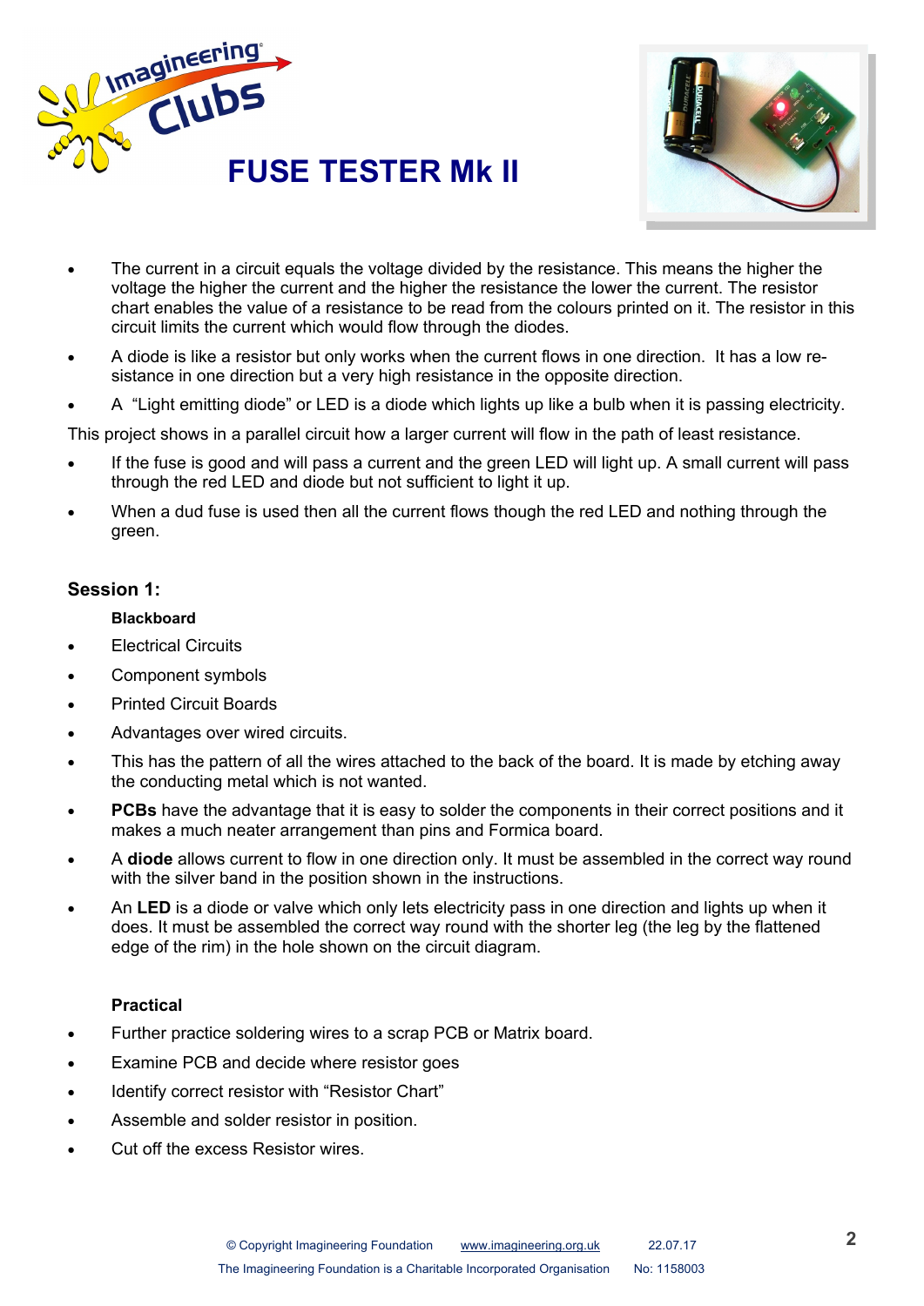# FUSE TESTER Mk II

- The current in a circuit equals the voltage divided by the resistance. This means the higher the voltage the higher the current and the higher the resistance the lower the current. The resistor chart enables the value of a resistance to be read from the colours printed on it. The resistor in this circuit limits the current which would flow through the diodes.
- A diode is like a resistor but only works when the current flows in one direction. It has a low resistance in one direction but a very high resistance in the opposite direction.
- A "Light emitting diode" or LED is a diode which lights up like a bulb when it is passing electricity.

This project shows in a parallel circuit how a larger current will flow in the path of least resistance.

- If the fuse is good and will pass a current and the green LED will light up. A small current will pass through the red LED and diode but not sufficient to light it up.
- When a dud fuse is used then all the current flows though the red LED and nothing through the green.

## Session 1:

### Blackboard

- Electrical Circuits
- Component symbols
- Printed Circuit Boards
- Advantages over wired circuits.
- This has the pattern of all the wires attached to the back of the board. It is made by etching away the conducting metal which is not wanted.
- **PCBs** have the advantage that it is easy to solder the components in their correct positions and it makes a much neater arrangement than pins and Formica board.
- A **diode** allows current to flow in one direction only. It must be assembled in the correct way round with the silver band in the position shown in the instructions.
- An **LED** is a diode or valve which only lets electricity pass in one direction and lights up when it does. It must be assembled the correct way round with the shorter leg (the leg by the flattened edge of the rim) in the hole shown on the circuit diagram.

### Practical

- Further practice soldering wires to a scrap PCB or Matrix board.
- Examine PCB and decide where resistor goes
- Identify correct resistor with "Resistor Chart"
- Assemble and solder resistor in position.
- Cut off the excess Resistor wires.

© Copyright Imagineering Foundation www.imagineering.org.uk 22.07.17

The Imagineering Foundation is a Charitable Incorporated Organisation No: 1158003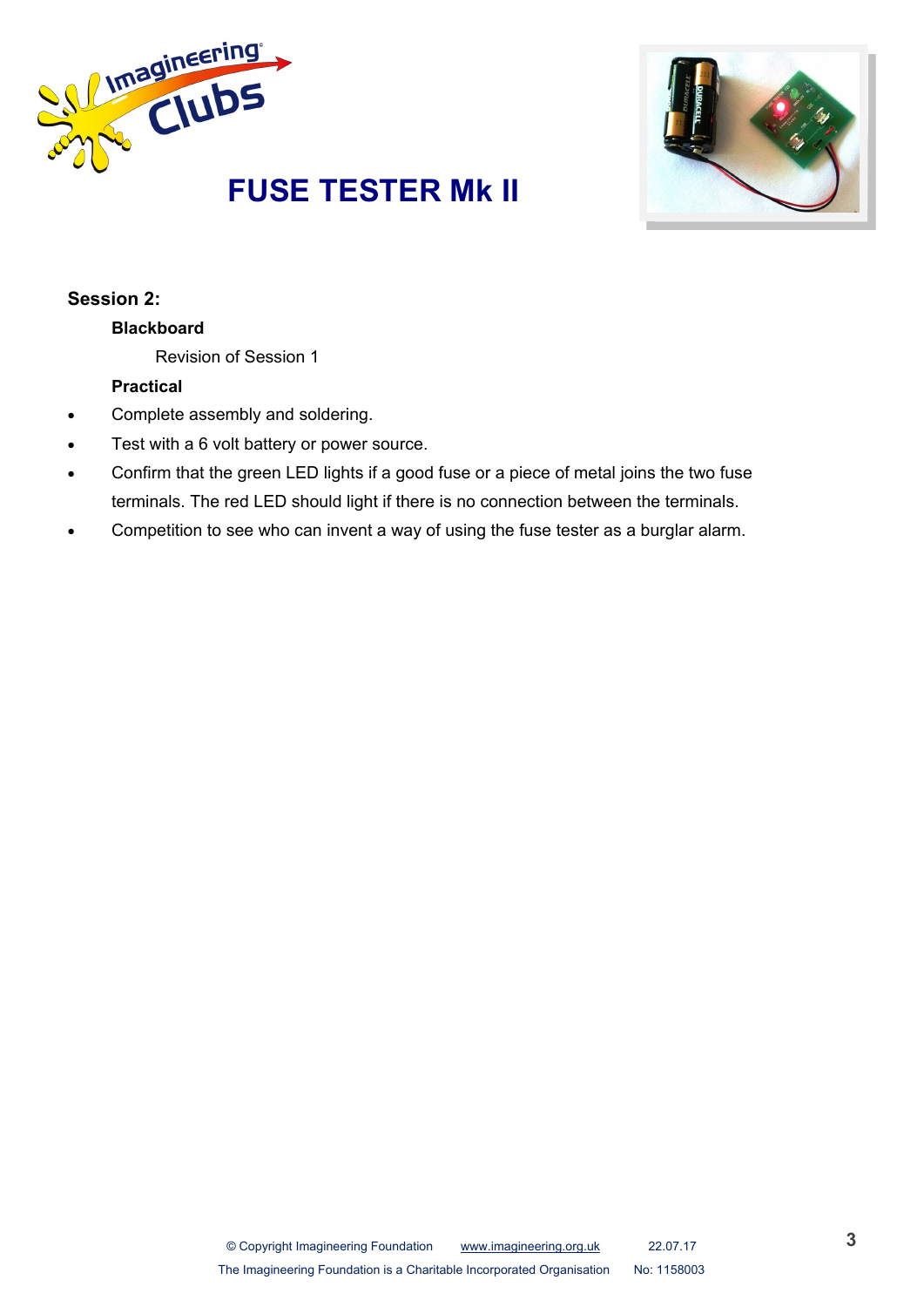# FUSE TESTER Mk II

## Session 2:

### Blackboard

Revision of Session 1

### Practical

- Complete assembly and soldering.
- Test with a 6 volt battery or power source.
- Confirm that the green LED lights if a good fuse or a piece of metal joins the two fuse terminals. The red LED should light if there is no connection between the terminals.
- Competition to see who can invent a way of using the fuse tester as a burglar alarm.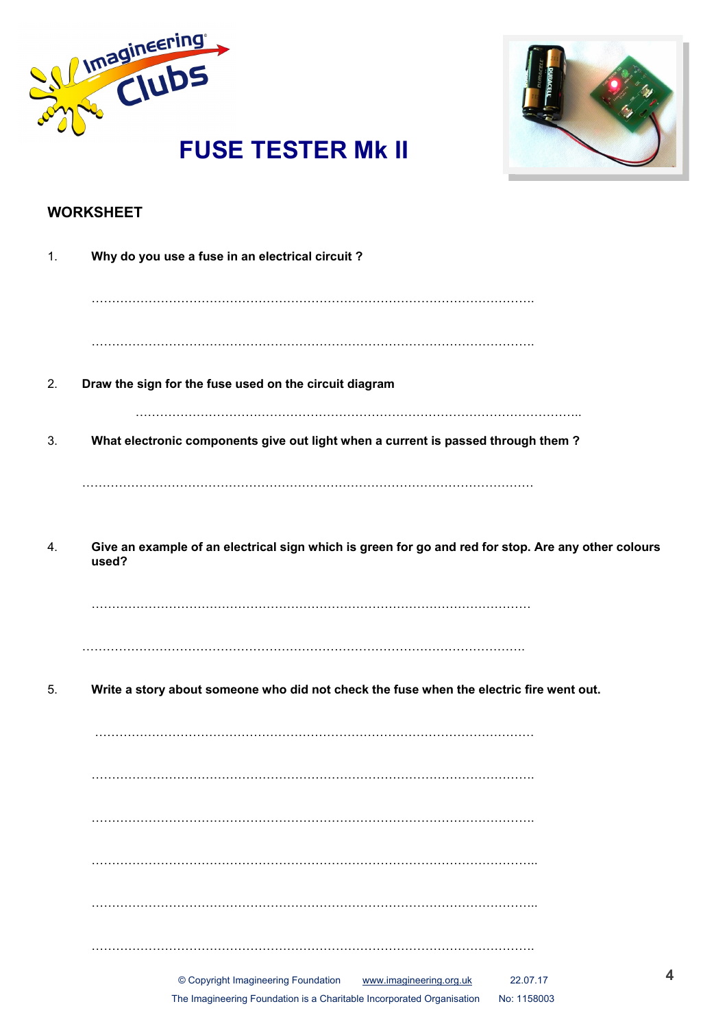# FUSE TESTER Mk II

## WORKSHEET

1. **Why do you use a fuse in an electrical circuit ?**

   ……………………………………………………………………………………………….

   ……………………………………………………………………………………………….

2. **Draw the sign for the fuse used on the circuit diagram**

   ………………………………………………………………………………………………..

3. **What electronic components give out light when a current is passed through them ?**

   ……………………………………………………………………………………………….

4. **Give an example of an electrical sign which is green for go and red for stop. Are any other colours used?**

   ……………………………………………………………………………………………….

   ……………………………………………………………………………………………….

5. **Write a story about someone who did not check the fuse when the electric fire went out.**

   ……………………………………………………………………………………………….

   ……………………………………………………………………………………………….

   ……………………………………………………………………………………………….

   ………………………………………………………………………………………………..

   ………………………………………………………………………………………………..

   ……………………………………………………………………………………………….

© Copyright Imagineering Foundation www.imagineering.org.uk 22.07.17

The Imagineering Foundation is a Charitable Incorporated Organisation No: 1158003